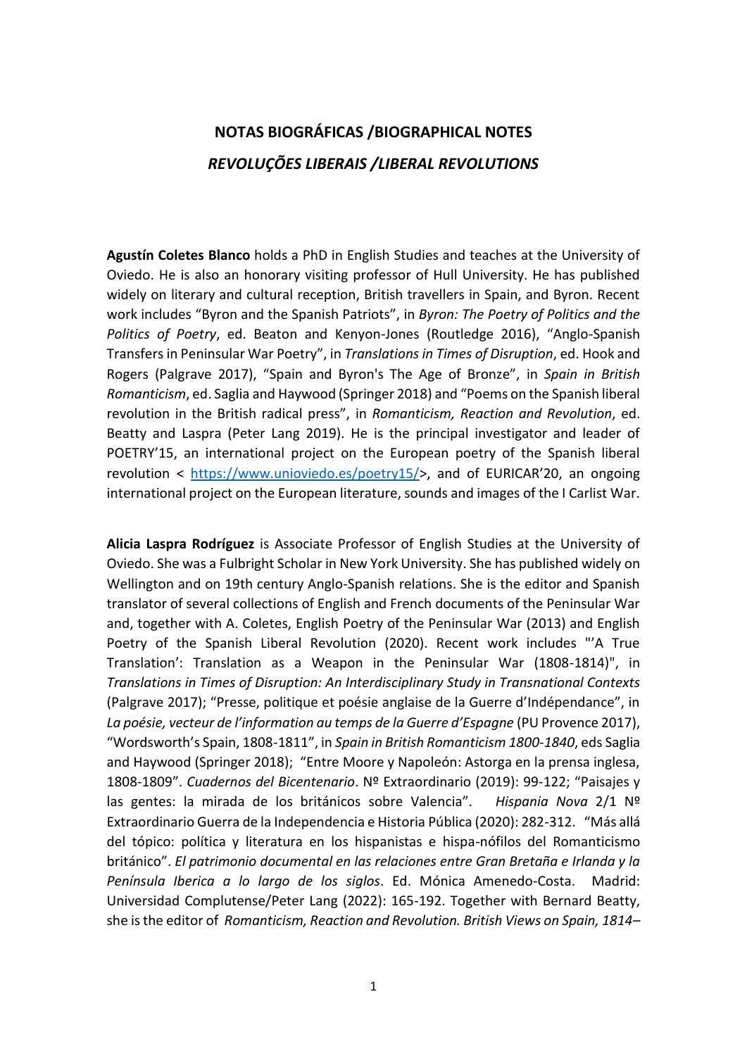# NOTAS BIOGRÁFICAS /BIOGRAPHICAL NOTES

## *REVOLUÇÕES LIBERAIS /LIBERAL REVOLUTIONS*

**Agustín Coletes Blanco** holds a PhD in English Studies and teaches at the University of Oviedo. He is also an honorary visiting professor of Hull University. He has published widely on literary and cultural reception, British travellers in Spain, and Byron. Recent work includes "Byron and the Spanish Patriots", in *Byron: The Poetry of Politics and the Politics of Poetry*, ed. Beaton and Kenyon-Jones (Routledge 2016), "Anglo-Spanish Transfers in Peninsular War Poetry", in *Translations in Times of Disruption*, ed. Hook and Rogers (Palgrave 2017), "Spain and Byron's The Age of Bronze", in *Spain in British Romanticism*, ed. Saglia and Haywood (Springer 2018) and "Poems on the Spanish liberal revolution in the British radical press", in *Romanticism, Reaction and Revolution*, ed. Beatty and Laspra (Peter Lang 2019). He is the principal investigator and leader of POETRY'15, an international project on the European poetry of the Spanish liberal revolution < https://www.unioviedo.es/poetry15/>, and of EURICAR'20, an ongoing international project on the European literature, sounds and images of the I Carlist War.

**Alicia Laspra Rodríguez** is Associate Professor of English Studies at the University of Oviedo. She was a Fulbright Scholar in New York University. She has published widely on Wellington and on 19th century Anglo-Spanish relations. She is the editor and Spanish translator of several collections of English and French documents of the Peninsular War and, together with A. Coletes, English Poetry of the Peninsular War (2013) and English Poetry of the Spanish Liberal Revolution (2020). Recent work includes "'A True Translation': Translation as a Weapon in the Peninsular War (1808-1814)", in *Translations in Times of Disruption: An Interdisciplinary Study in Transnational Contexts* (Palgrave 2017); "Presse, politique et poésie anglaise de la Guerre d'Indépendance", in *La poésie, vecteur de l'information au temps de la Guerre d'Espagne* (PU Provence 2017), "Wordsworth's Spain, 1808-1811", in *Spain in British Romanticism 1800-1840*, eds Saglia and Haywood (Springer 2018); "Entre Moore y Napoleón: Astorga en la prensa inglesa, 1808-1809". *Cuadernos del Bicentenario*. Nº Extraordinario (2019): 99-122; "Paisajes y las gentes: la mirada de los británicos sobre Valencia". *Hispania Nova* 2/1 Nº Extraordinario Guerra de la Independencia e Historia Pública (2020): 282-312. "Más allá del tópico: política y literatura en los hispanistas e hispa-nófilos del Romanticismo británico". *El patrimonio documental en las relaciones entre Gran Bretaña e Irlanda y la Península Iberica a lo largo de los siglos*. Ed. Mónica Amenedo-Costa. Madrid: Universidad Complutense/Peter Lang (2022): 165-192. Together with Bernard Beatty, she is the editor of *Romanticism, Reaction and Revolution. British Views on Spain, 1814–*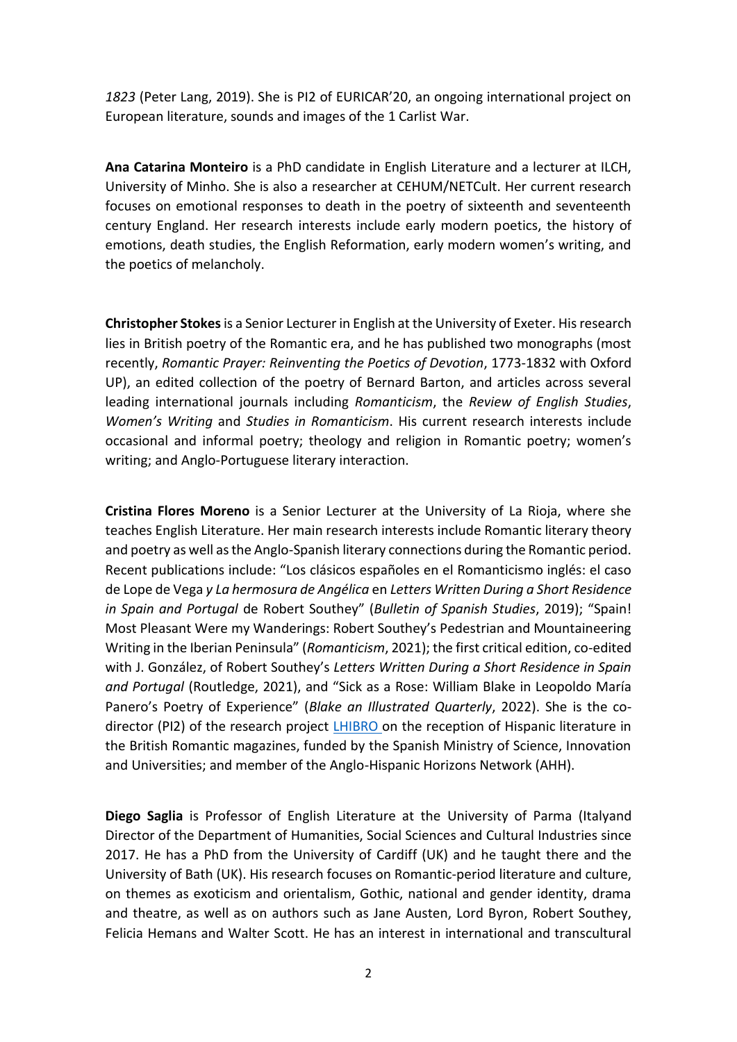*1823* (Peter Lang, 2019). She is PI2 of EURICAR'20, an ongoing international project on European literature, sounds and images of the 1 Carlist War.

**Ana Catarina Monteiro** is a PhD candidate in English Literature and a lecturer at ILCH, University of Minho. She is also a researcher at CEHUM/NETCult. Her current research focuses on emotional responses to death in the poetry of sixteenth and seventeenth century England. Her research interests include early modern poetics, the history of emotions, death studies, the English Reformation, early modern women's writing, and the poetics of melancholy.

**Christopher Stokes** is a Senior Lecturer in English at the University of Exeter. His research lies in British poetry of the Romantic era, and he has published two monographs (most recently, *Romantic Prayer: Reinventing the Poetics of Devotion*, 1773-1832 with Oxford UP), an edited collection of the poetry of Bernard Barton, and articles across several leading international journals including *Romanticism*, the *Review of English Studies*, *Women's Writing* and *Studies in Romanticism*. His current research interests include occasional and informal poetry; theology and religion in Romantic poetry; women's writing; and Anglo-Portuguese literary interaction.

**Cristina Flores Moreno** is a Senior Lecturer at the University of La Rioja, where she teaches English Literature. Her main research interests include Romantic literary theory and poetry as well as the Anglo-Spanish literary connections during the Romantic period. Recent publications include: "Los clásicos españoles en el Romanticismo inglés: el caso de Lope de Vega *y La hermosura de Angélica* en *Letters Written During a Short Residence in Spain and Portugal* de Robert Southey" (*Bulletin of Spanish Studies*, 2019); "Spain! Most Pleasant Were my Wanderings: Robert Southey's Pedestrian and Mountaineering Writing in the Iberian Peninsula" (*Romanticism*, 2021); the first critical edition, co-edited with J. González, of Robert Southey's *Letters Written During a Short Residence in Spain and Portugal* (Routledge, 2021), and "Sick as a Rose: William Blake in Leopoldo María Panero's Poetry of Experience" (*Blake an Illustrated Quarterly*, 2022). She is the co-director (PI2) of the research project LHIBRO on the reception of Hispanic literature in the British Romantic magazines, funded by the Spanish Ministry of Science, Innovation and Universities; and member of the Anglo-Hispanic Horizons Network (AHH).

**Diego Saglia** is Professor of English Literature at the University of Parma (Italyand Director of the Department of Humanities, Social Sciences and Cultural Industries since 2017. He has a PhD from the University of Cardiff (UK) and he taught there and the University of Bath (UK). His research focuses on Romantic-period literature and culture, on themes as exoticism and orientalism, Gothic, national and gender identity, drama and theatre, as well as on authors such as Jane Austen, Lord Byron, Robert Southey, Felicia Hemans and Walter Scott. He has an interest in international and transcultural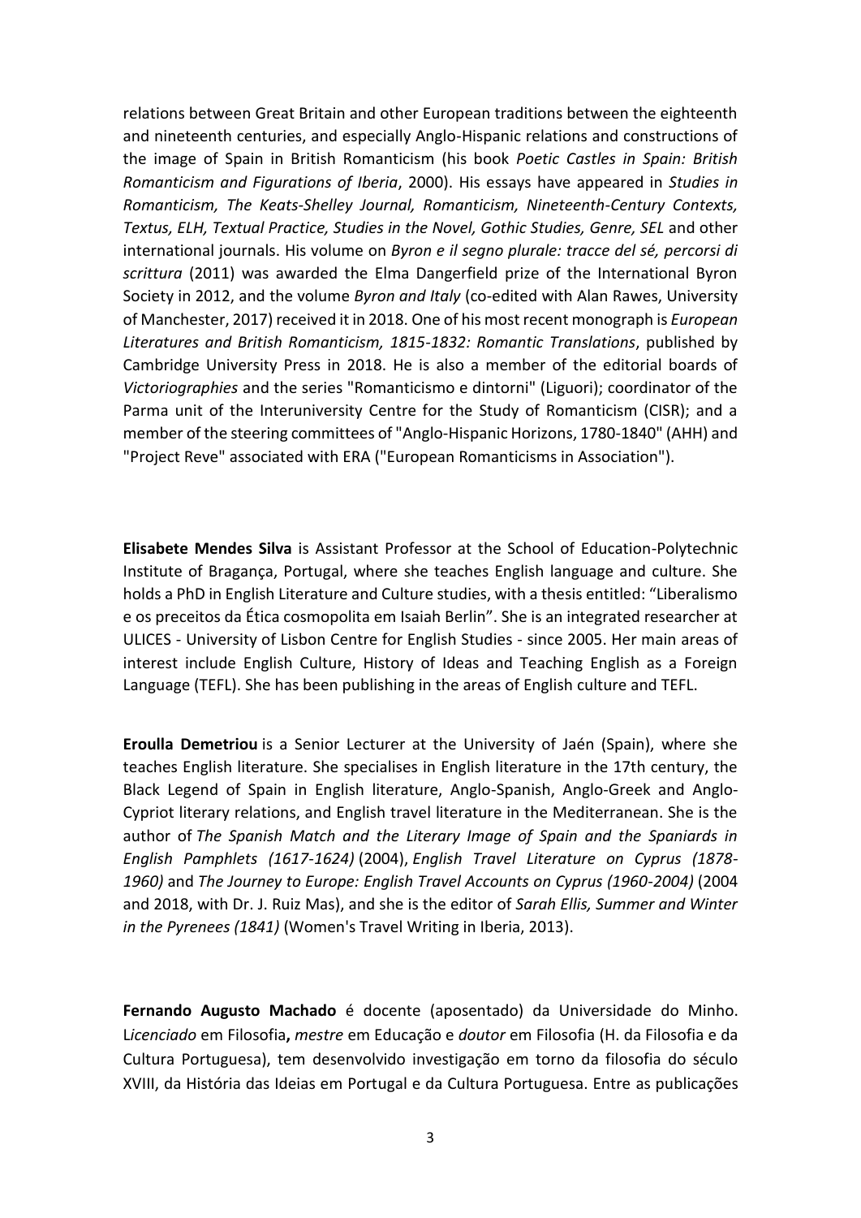relations between Great Britain and other European traditions between the eighteenth and nineteenth centuries, and especially Anglo-Hispanic relations and constructions of the image of Spain in British Romanticism (his book *Poetic Castles in Spain: British Romanticism and Figurations of Iberia*, 2000). His essays have appeared in *Studies in Romanticism, The Keats-Shelley Journal, Romanticism, Nineteenth-Century Contexts, Textus, ELH, Textual Practice, Studies in the Novel, Gothic Studies, Genre, SEL* and other international journals. His volume on *Byron e il segno plurale: tracce del sé, percorsi di scrittura* (2011) was awarded the Elma Dangerfield prize of the International Byron Society in 2012, and the volume *Byron and Italy* (co-edited with Alan Rawes, University of Manchester, 2017) received it in 2018. One of his most recent monograph is *European Literatures and British Romanticism, 1815-1832: Romantic Translations*, published by Cambridge University Press in 2018. He is also a member of the editorial boards of *Victoriographies* and the series "Romanticismo e dintorni" (Liguori); coordinator of the Parma unit of the Interuniversity Centre for the Study of Romanticism (CISR); and a member of the steering committees of "Anglo-Hispanic Horizons, 1780-1840" (AHH) and "Project Reve" associated with ERA ("European Romanticisms in Association").

**Elisabete Mendes Silva** is Assistant Professor at the School of Education-Polytechnic Institute of Bragança, Portugal, where she teaches English language and culture. She holds a PhD in English Literature and Culture studies, with a thesis entitled: "Liberalismo e os preceitos da Ética cosmopolita em Isaiah Berlin". She is an integrated researcher at ULICES - University of Lisbon Centre for English Studies - since 2005. Her main areas of interest include English Culture, History of Ideas and Teaching English as a Foreign Language (TEFL). She has been publishing in the areas of English culture and TEFL.

**Eroulla Demetriou** is a Senior Lecturer at the University of Jaén (Spain), where she teaches English literature. She specialises in English literature in the 17th century, the Black Legend of Spain in English literature, Anglo-Spanish, Anglo-Greek and Anglo-Cypriot literary relations, and English travel literature in the Mediterranean. She is the author of *The Spanish Match and the Literary Image of Spain and the Spaniards in English Pamphlets (1617-1624)* (2004), *English Travel Literature on Cyprus (1878-1960)* and *The Journey to Europe: English Travel Accounts on Cyprus (1960-2004)* (2004 and 2018, with Dr. J. Ruiz Mas), and she is the editor of *Sarah Ellis, Summer and Winter in the Pyrenees (1841)* (Women's Travel Writing in Iberia, 2013).

**Fernando Augusto Machado** é docente (aposentado) da Universidade do Minho. L*icenciado* em Filosofia**,** *mestre* em Educação e *doutor* em Filosofia (H. da Filosofia e da Cultura Portuguesa), tem desenvolvido investigação em torno da filosofia do século XVIII, da História das Ideias em Portugal e da Cultura Portuguesa. Entre as publicações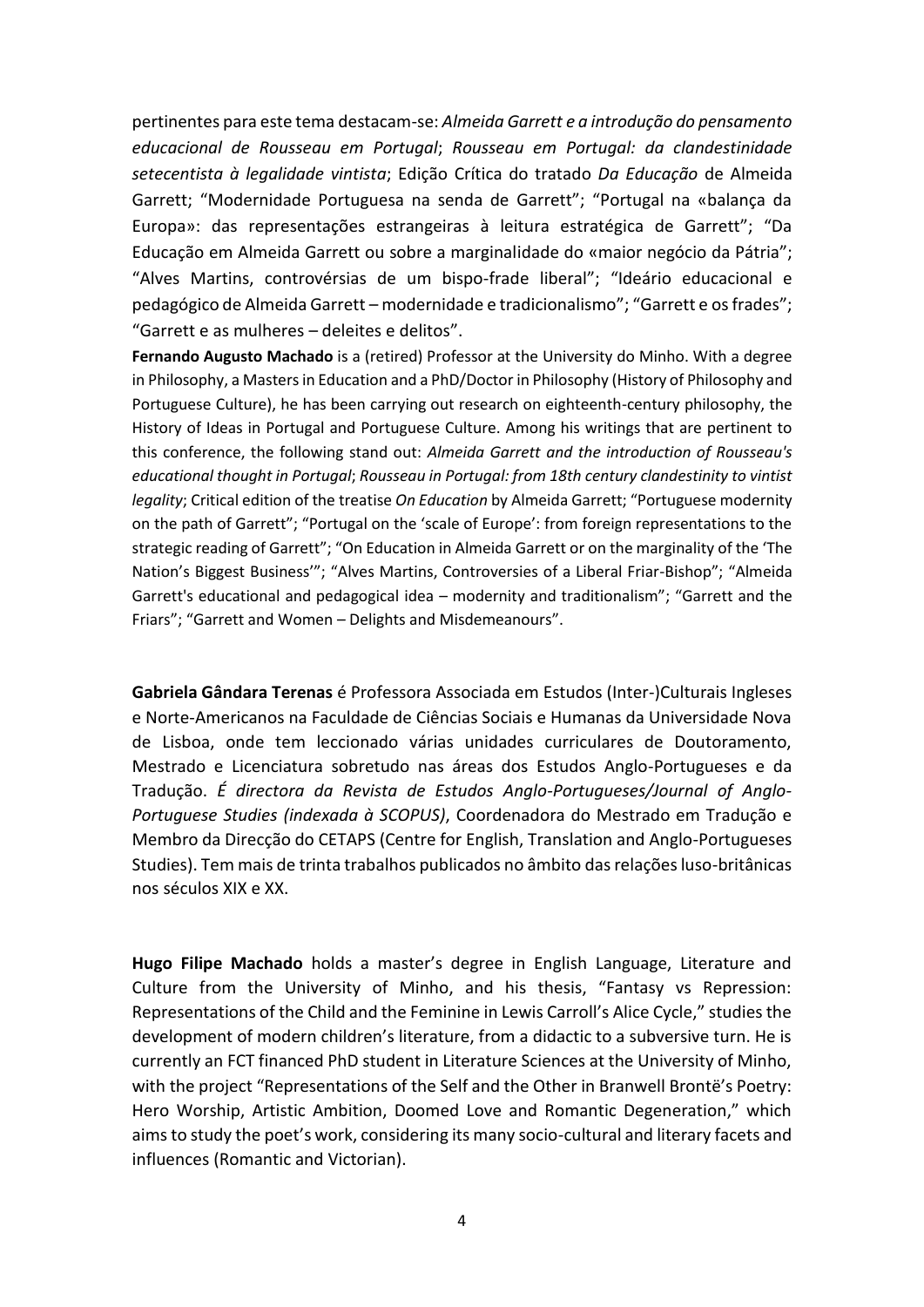pertinentes para este tema destacam-se: *Almeida Garrett e a introdução do pensamento educacional de Rousseau em Portugal*; *Rousseau em Portugal: da clandestinidade setecentista à legalidade vintista*; Edição Crítica do tratado *Da Educação* de Almeida Garrett; "Modernidade Portuguesa na senda de Garrett"; "Portugal na «balança da Europa»: das representações estrangeiras à leitura estratégica de Garrett"; "Da Educação em Almeida Garrett ou sobre a marginalidade do «maior negócio da Pátria"; "Alves Martins, controvérsias de um bispo-frade liberal"; "Ideário educacional e pedagógico de Almeida Garrett – modernidade e tradicionalismo"; "Garrett e os frades"; "Garrett e as mulheres – deleites e delitos".

**Fernando Augusto Machado** is a (retired) Professor at the University do Minho. With a degree in Philosophy, a Masters in Education and a PhD/Doctor in Philosophy (History of Philosophy and Portuguese Culture), he has been carrying out research on eighteenth-century philosophy, the History of Ideas in Portugal and Portuguese Culture. Among his writings that are pertinent to this conference, the following stand out: *Almeida Garrett and the introduction of Rousseau's educational thought in Portugal*; *Rousseau in Portugal: from 18th century clandestinity to vintist legality*; Critical edition of the treatise *On Education* by Almeida Garrett; "Portuguese modernity on the path of Garrett"; "Portugal on the 'scale of Europe': from foreign representations to the strategic reading of Garrett"; "On Education in Almeida Garrett or on the marginality of the 'The Nation's Biggest Business'"; "Alves Martins, Controversies of a Liberal Friar-Bishop"; "Almeida Garrett's educational and pedagogical idea – modernity and traditionalism"; "Garrett and the Friars"; "Garrett and Women – Delights and Misdemeanours".

**Gabriela Gândara Terenas** é Professora Associada em Estudos (Inter-)Culturais Ingleses e Norte-Americanos na Faculdade de Ciências Sociais e Humanas da Universidade Nova de Lisboa, onde tem leccionado várias unidades curriculares de Doutoramento, Mestrado e Licenciatura sobretudo nas áreas dos Estudos Anglo-Portugueses e da Tradução. *É directora da Revista de Estudos Anglo-Portugueses/Journal of Anglo-Portuguese Studies (indexada à SCOPUS)*, Coordenadora do Mestrado em Tradução e Membro da Direcção do CETAPS (Centre for English, Translation and Anglo-Portugueses Studies). Tem mais de trinta trabalhos publicados no âmbito das relações luso-britânicas nos séculos XIX e XX.

**Hugo Filipe Machado** holds a master's degree in English Language, Literature and Culture from the University of Minho, and his thesis, "Fantasy vs Repression: Representations of the Child and the Feminine in Lewis Carroll's Alice Cycle," studies the development of modern children's literature, from a didactic to a subversive turn. He is currently an FCT financed PhD student in Literature Sciences at the University of Minho, with the project "Representations of the Self and the Other in Branwell Brontë's Poetry: Hero Worship, Artistic Ambition, Doomed Love and Romantic Degeneration," which aims to study the poet's work, considering its many socio-cultural and literary facets and influences (Romantic and Victorian).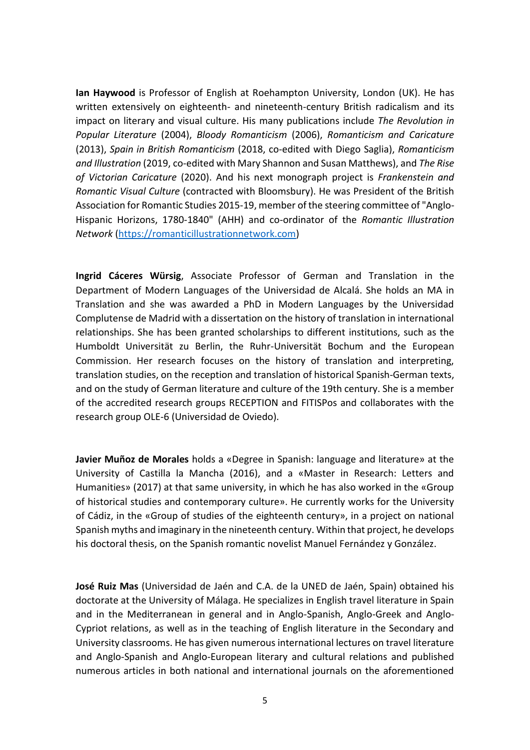**Ian Haywood** is Professor of English at Roehampton University, London (UK). He has written extensively on eighteenth- and nineteenth-century British radicalism and its impact on literary and visual culture. His many publications include *The Revolution in Popular Literature* (2004), *Bloody Romanticism* (2006), *Romanticism and Caricature* (2013), *Spain in British Romanticism* (2018, co-edited with Diego Saglia), *Romanticism and Illustration* (2019, co-edited with Mary Shannon and Susan Matthews), and *The Rise of Victorian Caricature* (2020). And his next monograph project is *Frankenstein and Romantic Visual Culture* (contracted with Bloomsbury). He was President of the British Association for Romantic Studies 2015-19, member of the steering committee of "Anglo-Hispanic Horizons, 1780-1840" (AHH) and co-ordinator of the *Romantic Illustration Network* (https://romanticillustrationnetwork.com)

**Ingrid Cáceres Würsig**, Associate Professor of German and Translation in the Department of Modern Languages of the Universidad de Alcalá. She holds an MA in Translation and she was awarded a PhD in Modern Languages by the Universidad Complutense de Madrid with a dissertation on the history of translation in international relationships. She has been granted scholarships to different institutions, such as the Humboldt Universität zu Berlin, the Ruhr-Universität Bochum and the European Commission. Her research focuses on the history of translation and interpreting, translation studies, on the reception and translation of historical Spanish-German texts, and on the study of German literature and culture of the 19th century. She is a member of the accredited research groups RECEPTION and FITISPos and collaborates with the research group OLE-6 (Universidad de Oviedo).

**Javier Muñoz de Morales** holds a «Degree in Spanish: language and literature» at the University of Castilla la Mancha (2016), and a «Master in Research: Letters and Humanities» (2017) at that same university, in which he has also worked in the «Group of historical studies and contemporary culture». He currently works for the University of Cádiz, in the «Group of studies of the eighteenth century», in a project on national Spanish myths and imaginary in the nineteenth century. Within that project, he develops his doctoral thesis, on the Spanish romantic novelist Manuel Fernández y González.

**José Ruiz Mas** (Universidad de Jaén and C.A. de la UNED de Jaén, Spain) obtained his doctorate at the University of Málaga. He specializes in English travel literature in Spain and in the Mediterranean in general and in Anglo-Spanish, Anglo-Greek and Anglo-Cypriot relations, as well as in the teaching of English literature in the Secondary and University classrooms. He has given numerous international lectures on travel literature and Anglo-Spanish and Anglo-European literary and cultural relations and published numerous articles in both national and international journals on the aforementioned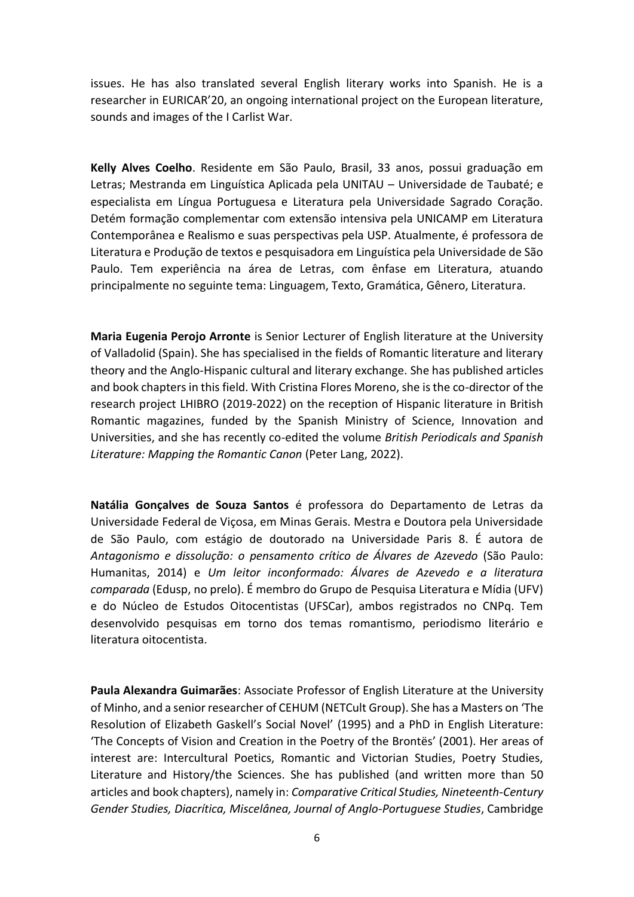issues. He has also translated several English literary works into Spanish. He is a researcher in EURICAR'20, an ongoing international project on the European literature, sounds and images of the I Carlist War.

**Kelly Alves Coelho**. Residente em São Paulo, Brasil, 33 anos, possui graduação em Letras; Mestranda em Linguística Aplicada pela UNITAU – Universidade de Taubaté; e especialista em Língua Portuguesa e Literatura pela Universidade Sagrado Coração. Detém formação complementar com extensão intensiva pela UNICAMP em Literatura Contemporânea e Realismo e suas perspectivas pela USP. Atualmente, é professora de Literatura e Produção de textos e pesquisadora em Linguística pela Universidade de São Paulo. Tem experiência na área de Letras, com ênfase em Literatura, atuando principalmente no seguinte tema: Linguagem, Texto, Gramática, Gênero, Literatura.

**Maria Eugenia Perojo Arronte** is Senior Lecturer of English literature at the University of Valladolid (Spain). She has specialised in the fields of Romantic literature and literary theory and the Anglo-Hispanic cultural and literary exchange. She has published articles and book chapters in this field. With Cristina Flores Moreno, she is the co-director of the research project LHIBRO (2019-2022) on the reception of Hispanic literature in British Romantic magazines, funded by the Spanish Ministry of Science, Innovation and Universities, and she has recently co-edited the volume *British Periodicals and Spanish Literature: Mapping the Romantic Canon* (Peter Lang, 2022).

**Natália Gonçalves de Souza Santos** é professora do Departamento de Letras da Universidade Federal de Viçosa, em Minas Gerais. Mestra e Doutora pela Universidade de São Paulo, com estágio de doutorado na Universidade Paris 8. É autora de *Antagonismo e dissolução: o pensamento crítico de Álvares de Azevedo* (São Paulo: Humanitas, 2014) e *Um leitor inconformado: Álvares de Azevedo e a literatura comparada* (Edusp, no prelo). É membro do Grupo de Pesquisa Literatura e Mídia (UFV) e do Núcleo de Estudos Oitocentistas (UFSCar), ambos registrados no CNPq. Tem desenvolvido pesquisas em torno dos temas romantismo, periodismo literário e literatura oitocentista.

**Paula Alexandra Guimarães**: Associate Professor of English Literature at the University of Minho, and a senior researcher of CEHUM (NETCult Group). She has a Masters on 'The Resolution of Elizabeth Gaskell's Social Novel' (1995) and a PhD in English Literature: 'The Concepts of Vision and Creation in the Poetry of the Brontës' (2001). Her areas of interest are: Intercultural Poetics, Romantic and Victorian Studies, Poetry Studies, Literature and History/the Sciences. She has published (and written more than 50 articles and book chapters), namely in: *Comparative Critical Studies, Nineteenth-Century Gender Studies, Diacrítica, Miscelânea, Journal of Anglo-Portuguese Studies*, Cambridge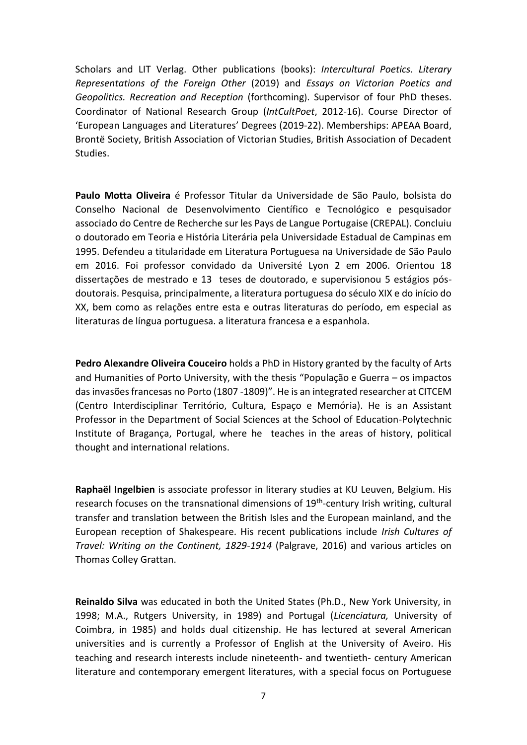Scholars and LIT Verlag. Other publications (books): *Intercultural Poetics. Literary Representations of the Foreign Other* (2019) and *Essays on Victorian Poetics and Geopolitics. Recreation and Reception* (forthcoming). Supervisor of four PhD theses. Coordinator of National Research Group (*IntCultPoet*, 2012-16). Course Director of 'European Languages and Literatures' Degrees (2019-22). Memberships: APEAA Board, Brontë Society, British Association of Victorian Studies, British Association of Decadent Studies.

**Paulo Motta Oliveira** é Professor Titular da Universidade de São Paulo, bolsista do Conselho Nacional de Desenvolvimento Científico e Tecnológico e pesquisador associado do Centre de Recherche sur les Pays de Langue Portugaise (CREPAL). Concluiu o doutorado em Teoria e História Literária pela Universidade Estadual de Campinas em 1995. Defendeu a titularidade em Literatura Portuguesa na Universidade de São Paulo em 2016. Foi professor convidado da Université Lyon 2 em 2006. Orientou 18 dissertações de mestrado e 13 teses de doutorado, e supervisionou 5 estágios pós-doutorais. Pesquisa, principalmente, a literatura portuguesa do século XIX e do início do XX, bem como as relações entre esta e outras literaturas do período, em especial as literaturas de língua portuguesa. a literatura francesa e a espanhola.

**Pedro Alexandre Oliveira Couceiro** holds a PhD in History granted by the faculty of Arts and Humanities of Porto University, with the thesis "População e Guerra – os impactos das invasões francesas no Porto (1807 -1809)". He is an integrated researcher at CITCEM (Centro Interdisciplinar Território, Cultura, Espaço e Memória). He is an Assistant Professor in the Department of Social Sciences at the School of Education-Polytechnic Institute of Bragança, Portugal, where he teaches in the areas of history, political thought and international relations.

**Raphaël Ingelbien** is associate professor in literary studies at KU Leuven, Belgium. His research focuses on the transnational dimensions of 19th-century Irish writing, cultural transfer and translation between the British Isles and the European mainland, and the European reception of Shakespeare. His recent publications include *Irish Cultures of Travel: Writing on the Continent, 1829-1914* (Palgrave, 2016) and various articles on Thomas Colley Grattan.

**Reinaldo Silva** was educated in both the United States (Ph.D., New York University, in 1998; M.A., Rutgers University, in 1989) and Portugal (*Licenciatura,* University of Coimbra, in 1985) and holds dual citizenship. He has lectured at several American universities and is currently a Professor of English at the University of Aveiro. His teaching and research interests include nineteenth- and twentieth- century American literature and contemporary emergent literatures, with a special focus on Portuguese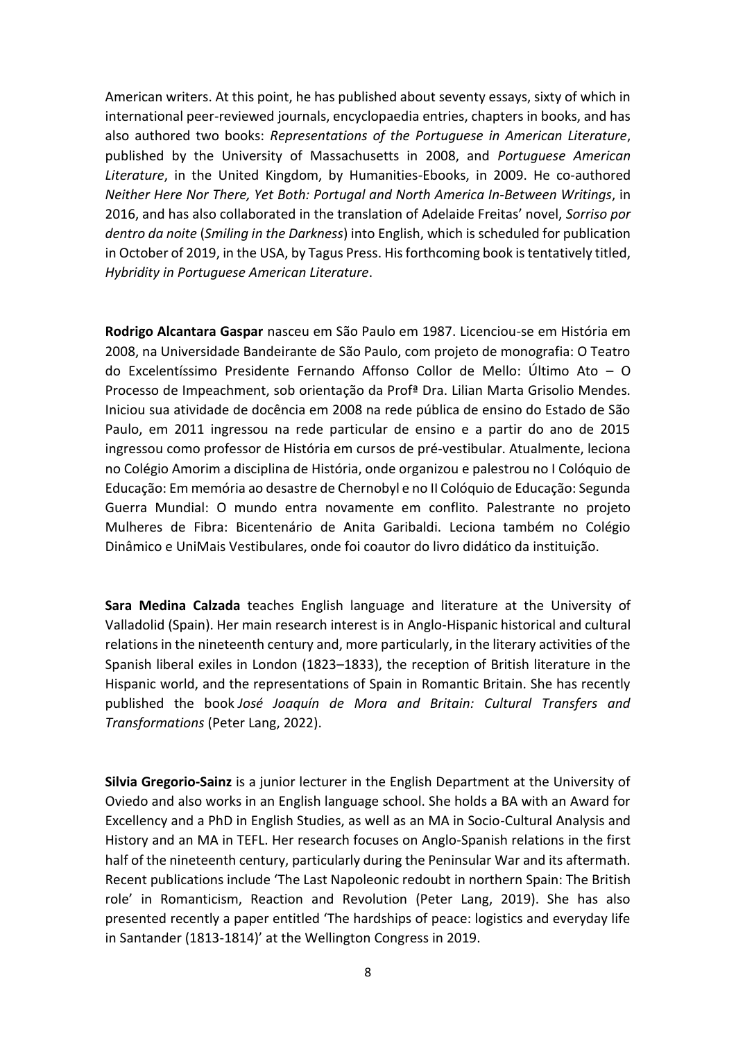American writers. At this point, he has published about seventy essays, sixty of which in international peer-reviewed journals, encyclopaedia entries, chapters in books, and has also authored two books: *Representations of the Portuguese in American Literature*, published by the University of Massachusetts in 2008, and *Portuguese American Literature*, in the United Kingdom, by Humanities-Ebooks, in 2009. He co-authored *Neither Here Nor There, Yet Both: Portugal and North America In-Between Writings*, in 2016, and has also collaborated in the translation of Adelaide Freitas' novel, *Sorriso por dentro da noite* (*Smiling in the Darkness*) into English, which is scheduled for publication in October of 2019, in the USA, by Tagus Press. His forthcoming book is tentatively titled, *Hybridity in Portuguese American Literature*.

**Rodrigo Alcantara Gaspar** nasceu em São Paulo em 1987. Licenciou-se em História em 2008, na Universidade Bandeirante de São Paulo, com projeto de monografia: O Teatro do Excelentíssimo Presidente Fernando Affonso Collor de Mello: Último Ato – O Processo de Impeachment, sob orientação da Profª Dra. Lilian Marta Grisolio Mendes. Iniciou sua atividade de docência em 2008 na rede pública de ensino do Estado de São Paulo, em 2011 ingressou na rede particular de ensino e a partir do ano de 2015 ingressou como professor de História em cursos de pré-vestibular. Atualmente, leciona no Colégio Amorim a disciplina de História, onde organizou e palestrou no I Colóquio de Educação: Em memória ao desastre de Chernobyl e no II Colóquio de Educação: Segunda Guerra Mundial: O mundo entra novamente em conflito. Palestrante no projeto Mulheres de Fibra: Bicentenário de Anita Garibaldi. Leciona também no Colégio Dinâmico e UniMais Vestibulares, onde foi coautor do livro didático da instituição.

**Sara Medina Calzada** teaches English language and literature at the University of Valladolid (Spain). Her main research interest is in Anglo-Hispanic historical and cultural relations in the nineteenth century and, more particularly, in the literary activities of the Spanish liberal exiles in London (1823–1833), the reception of British literature in the Hispanic world, and the representations of Spain in Romantic Britain. She has recently published the book *José Joaquín de Mora and Britain: Cultural Transfers and Transformations* (Peter Lang, 2022).

**Silvia Gregorio-Sainz** is a junior lecturer in the English Department at the University of Oviedo and also works in an English language school. She holds a BA with an Award for Excellency and a PhD in English Studies, as well as an MA in Socio-Cultural Analysis and History and an MA in TEFL. Her research focuses on Anglo-Spanish relations in the first half of the nineteenth century, particularly during the Peninsular War and its aftermath. Recent publications include 'The Last Napoleonic redoubt in northern Spain: The British role' in Romanticism, Reaction and Revolution (Peter Lang, 2019). She has also presented recently a paper entitled 'The hardships of peace: logistics and everyday life in Santander (1813-1814)' at the Wellington Congress in 2019.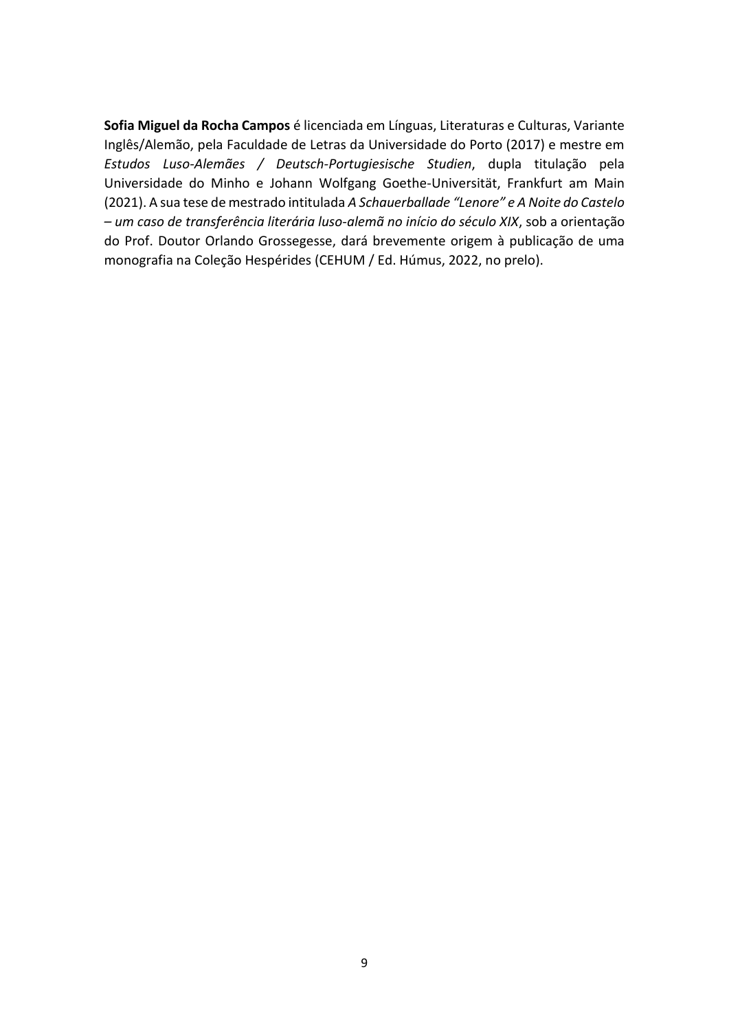**Sofia Miguel da Rocha Campos** é licenciada em Línguas, Literaturas e Culturas, Variante Inglês/Alemão, pela Faculdade de Letras da Universidade do Porto (2017) e mestre em *Estudos Luso-Alemães / Deutsch-Portugiesische Studien*, dupla titulação pela Universidade do Minho e Johann Wolfgang Goethe-Universität, Frankfurt am Main (2021). A sua tese de mestrado intitulada *A Schauerballade "Lenore" e A Noite do Castelo – um caso de transferência literária luso-alemã no início do século XIX*, sob a orientação do Prof. Doutor Orlando Grossegesse, dará brevemente origem à publicação de uma monografia na Coleção Hespérides (CEHUM / Ed. Húmus, 2022, no prelo).